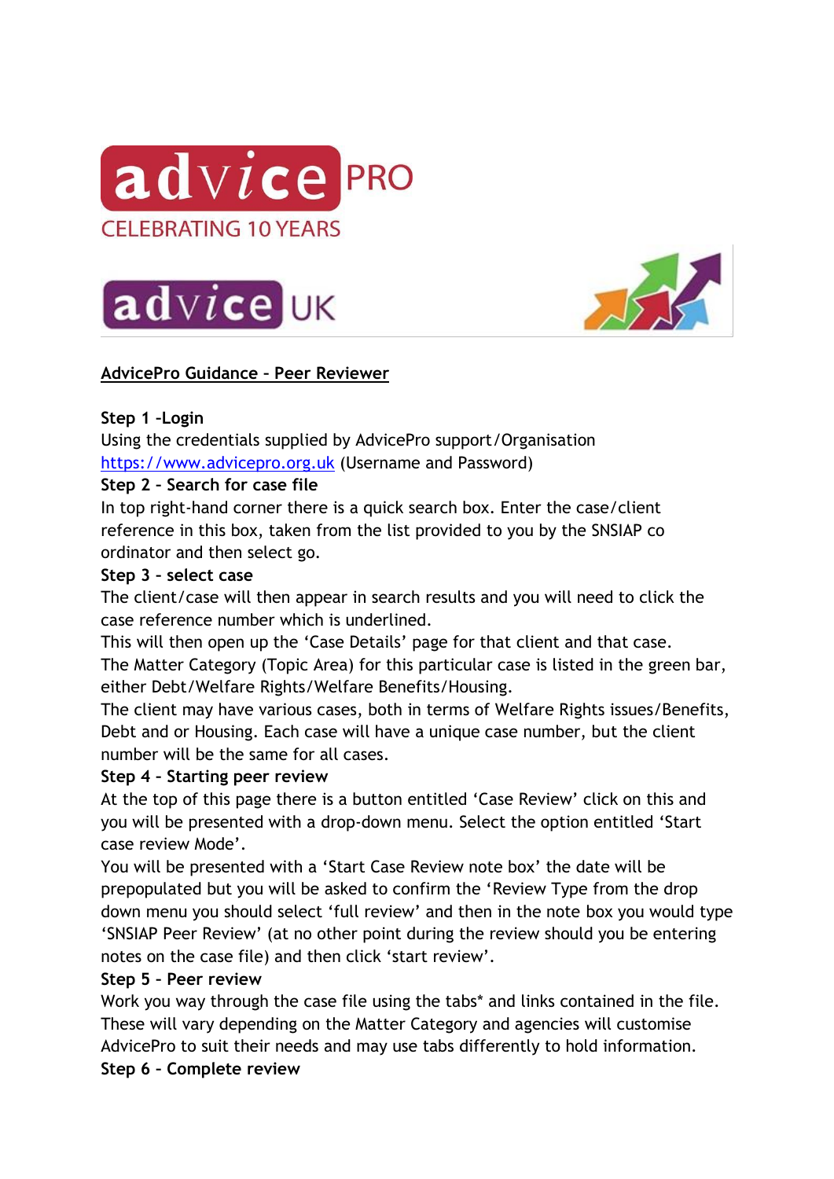**AdvicePro Guidance – Peer Reviewer**

**Step 1 –Login**
Using the credentials supplied by AdvicePro support/Organisation [https://www.advicepro.org.uk](https://www.advicepro.org.uk) (Username and Password)

**Step 2 – Search for case file**
In top right-hand corner there is a quick search box. Enter the case/client reference in this box, taken from the list provided to you by the SNSIAP co ordinator and then select go.

**Step 3 – select case**
The client/case will then appear in search results and you will need to click the case reference number which is underlined.
This will then open up the 'Case Details' page for that client and that case.
The Matter Category (Topic Area) for this particular case is listed in the green bar, either Debt/Welfare Rights/Welfare Benefits/Housing.
The client may have various cases, both in terms of Welfare Rights issues/Benefits, Debt and or Housing. Each case will have a unique case number, but the client number will be the same for all cases.

**Step 4 – Starting peer review**
At the top of this page there is a button entitled 'Case Review' click on this and you will be presented with a drop-down menu. Select the option entitled 'Start case review Mode'.
You will be presented with a 'Start Case Review note box' the date will be prepopulated but you will be asked to confirm the 'Review Type from the drop down menu you should select 'full review' and then in the note box you would type 'SNSIAP Peer Review' (at no other point during the review should you be entering notes on the case file) and then click 'start review'.

**Step 5 – Peer review**
Work you way through the case file using the tabs* and links contained in the file. These will vary depending on the Matter Category and agencies will customise AdvicePro to suit their needs and may use tabs differently to hold information.

**Step 6 – Complete review**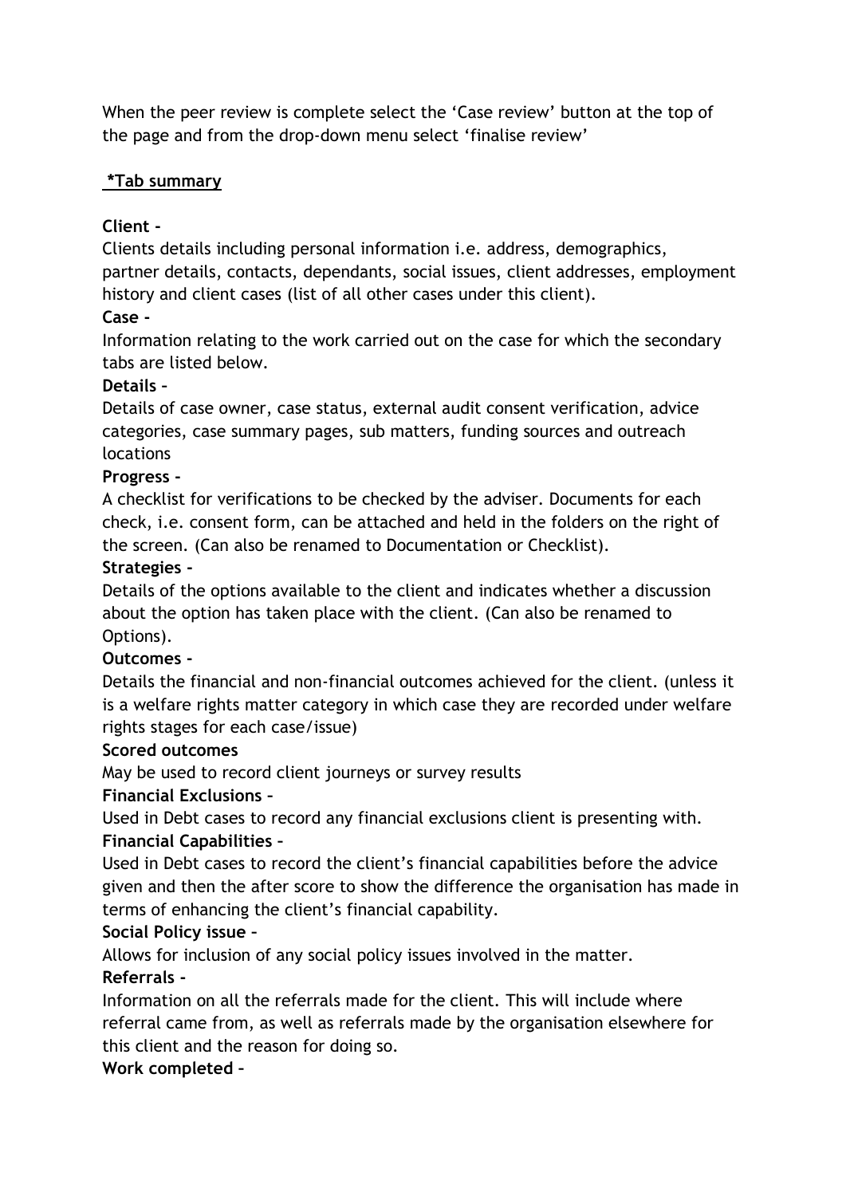When the peer review is complete select the 'Case review' button at the top of the page and from the drop-down menu select 'finalise review'

**<u>*Tab summary</u>**

**Client -**
Clients details including personal information i.e. address, demographics, partner details, contacts, dependants, social issues, client addresses, employment history and client cases (list of all other cases under this client).

**Case -**
Information relating to the work carried out on the case for which the secondary tabs are listed below.

**Details –**
Details of case owner, case status, external audit consent verification, advice categories, case summary pages, sub matters, funding sources and outreach locations

**Progress -**
A checklist for verifications to be checked by the adviser. Documents for each check, i.e. consent form, can be attached and held in the folders on the right of the screen. (Can also be renamed to Documentation or Checklist).

**Strategies -**
Details of the options available to the client and indicates whether a discussion about the option has taken place with the client. (Can also be renamed to Options).

**Outcomes -**
Details the financial and non-financial outcomes achieved for the client. (unless it is a welfare rights matter category in which case they are recorded under welfare rights stages for each case/issue)

**Scored outcomes**
May be used to record client journeys or survey results

**Financial Exclusions –**
Used in Debt cases to record any financial exclusions client is presenting with.

**Financial Capabilities –**
Used in Debt cases to record the client's financial capabilities before the advice given and then the after score to show the difference the organisation has made in terms of enhancing the client's financial capability.

**Social Policy issue –**
Allows for inclusion of any social policy issues involved in the matter.

**Referrals -**
Information on all the referrals made for the client. This will include where referral came from, as well as referrals made by the organisation elsewhere for this client and the reason for doing so.

**Work completed –**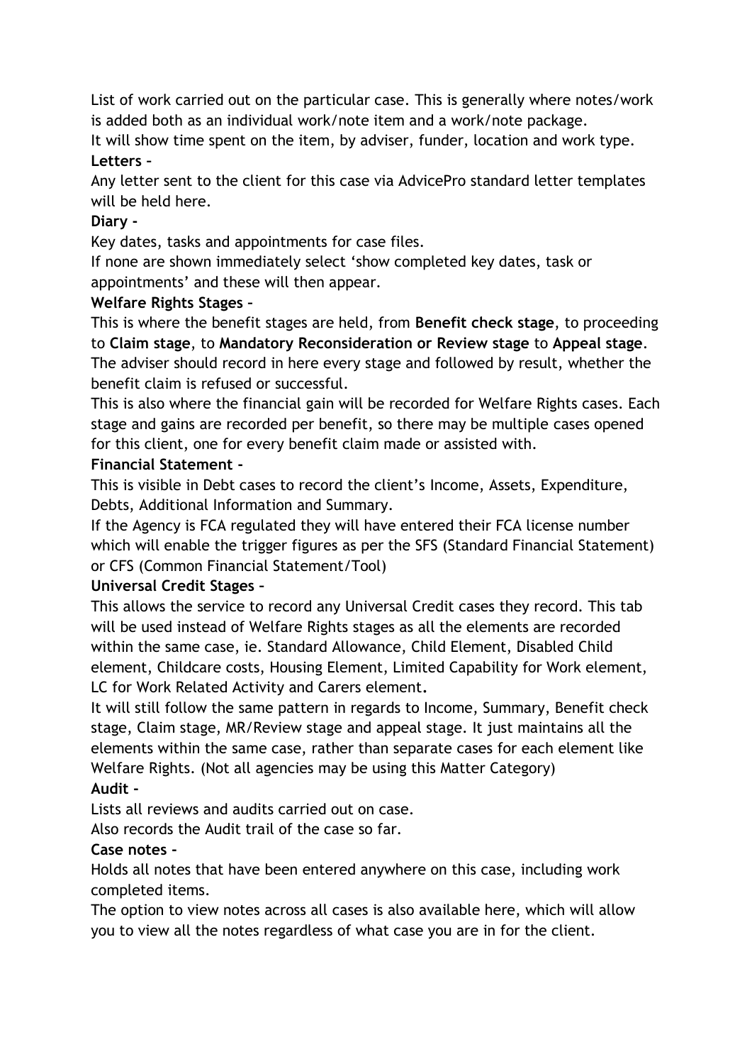List of work carried out on the particular case. This is generally where notes/work is added both as an individual work/note item and a work/note package.
It will show time spent on the item, by adviser, funder, location and work type.

**Letters** –

Any letter sent to the client for this case via AdvicePro standard letter templates will be held here.

**Diary -**

Key dates, tasks and appointments for case files.
If none are shown immediately select 'show completed key dates, task or appointments' and these will then appear.

**Welfare Rights Stages** –

This is where the benefit stages are held, from **Benefit check stage**, to proceeding to **Claim stage**, to **Mandatory Reconsideration or Review stage** to **Appeal stage**.
The adviser should record in here every stage and followed by result, whether the benefit claim is refused or successful.
This is also where the financial gain will be recorded for Welfare Rights cases. Each stage and gains are recorded per benefit, so there may be multiple cases opened for this client, one for every benefit claim made or assisted with.

**Financial Statement -**

This is visible in Debt cases to record the client's Income, Assets, Expenditure, Debts, Additional Information and Summary.
If the Agency is FCA regulated they will have entered their FCA license number which will enable the trigger figures as per the SFS (Standard Financial Statement) or CFS (Common Financial Statement/Tool)

**Universal Credit Stages** –

This allows the service to record any Universal Credit cases they record. This tab will be used instead of Welfare Rights stages as all the elements are recorded within the same case, ie. Standard Allowance, Child Element, Disabled Child element, Childcare costs, Housing Element, Limited Capability for Work element, LC for Work Related Activity and Carers element**.**
It will still follow the same pattern in regards to Income, Summary, Benefit check stage, Claim stage, MR/Review stage and appeal stage. It just maintains all the elements within the same case, rather than separate cases for each element like Welfare Rights. (Not all agencies may be using this Matter Category)

**Audit -**

Lists all reviews and audits carried out on case.
Also records the Audit trail of the case so far.

**Case notes -**

Holds all notes that have been entered anywhere on this case, including work completed items.
The option to view notes across all cases is also available here, which will allow you to view all the notes regardless of what case you are in for the client.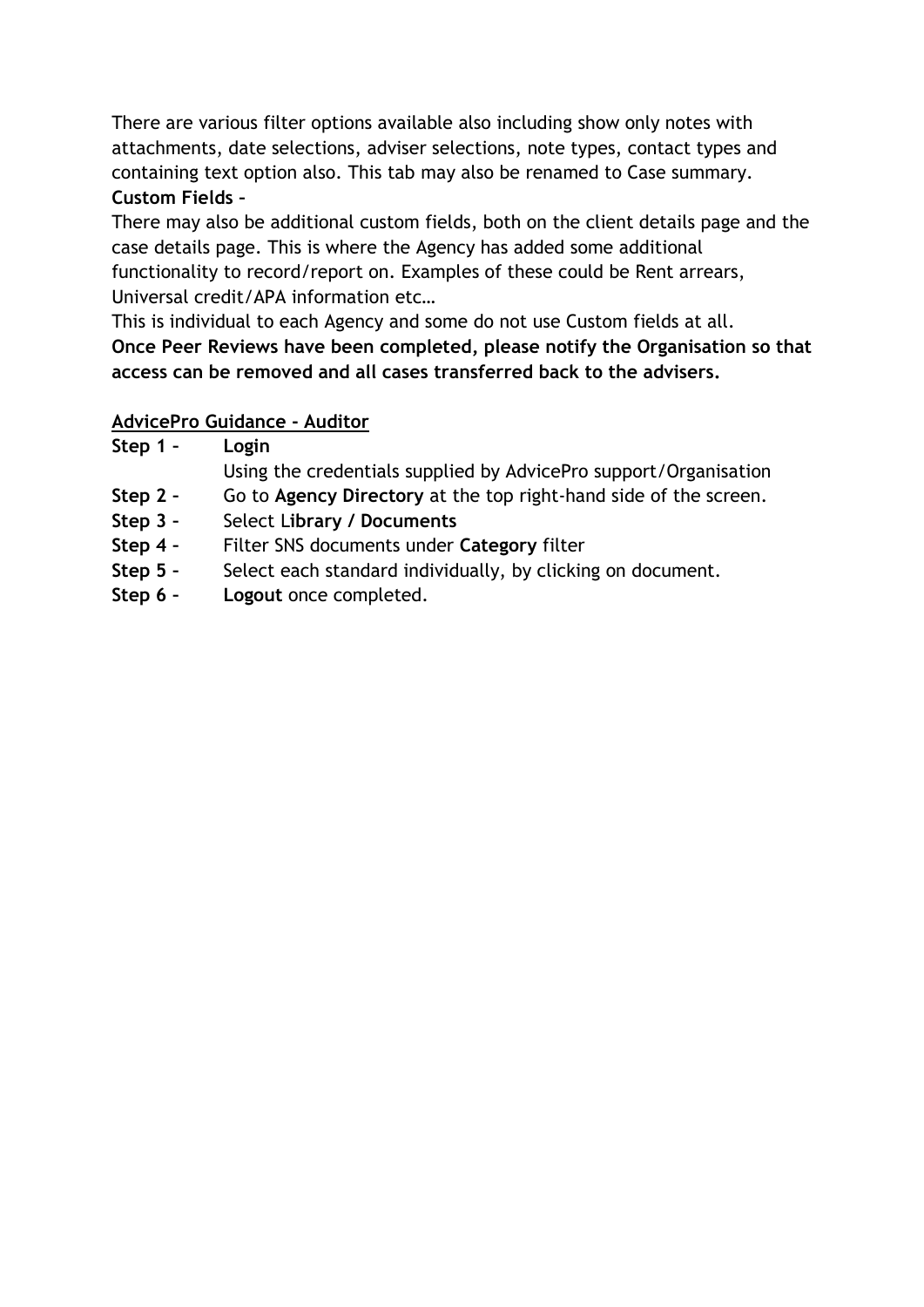There are various filter options available also including show only notes with attachments, date selections, adviser selections, note types, contact types and containing text option also. This tab may also be renamed to Case summary.

**Custom Fields –**

There may also be additional custom fields, both on the client details page and the case details page. This is where the Agency has added some additional functionality to record/report on. Examples of these could be Rent arrears, Universal credit/APA information etc…

This is individual to each Agency and some do not use Custom fields at all.

**Once Peer Reviews have been completed, please notify the Organisation so that access can be removed and all cases transferred back to the advisers.**

## AdvicePro Guidance - Auditor

**Step 1 –** **Login**
Using the credentials supplied by AdvicePro support/Organisation

**Step 2 –** Go to **Agency Directory** at the top right-hand side of the screen.

**Step 3 –** Select L**ibrary / Documents**

**Step 4 –** Filter SNS documents under **Category** filter

**Step 5 –** Select each standard individually, by clicking on document.

**Step 6 –** **Logout** once completed.